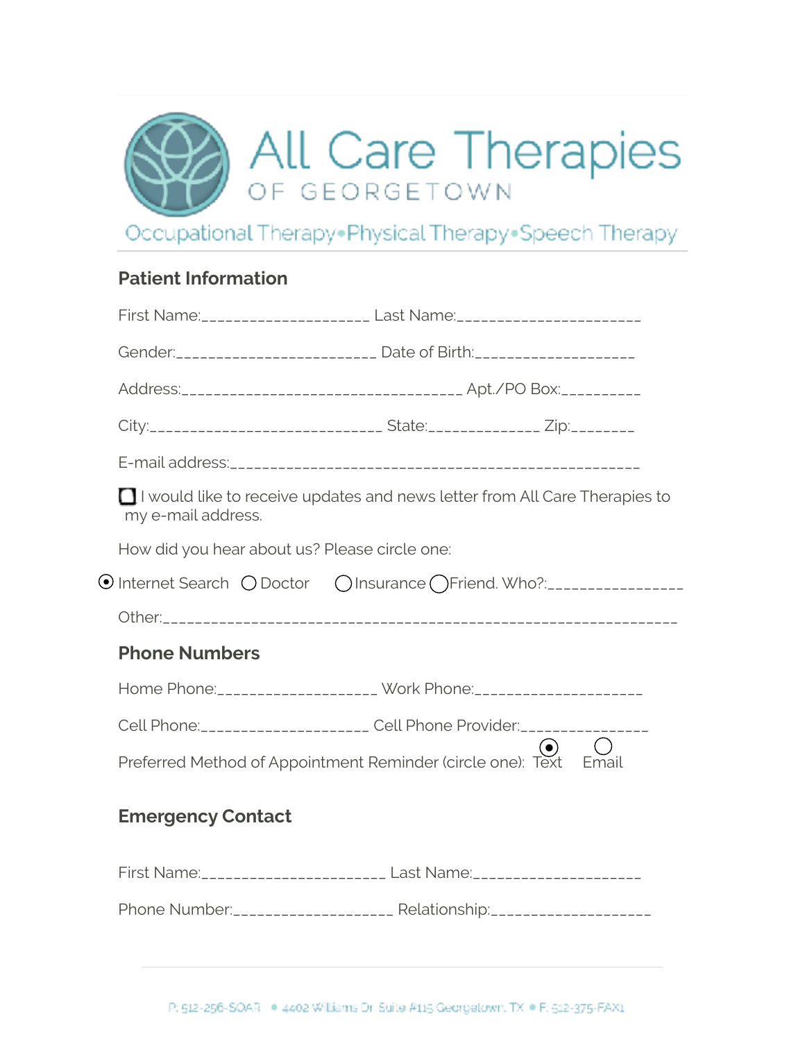# All Care Therapies

OF GEORGETOWN

Occupational Therapy•Physical Therapy•Speech Therapy

## Patient Information

First Name:____________________ Last Name:______________________

Gender:________________________ Date of Birth:___________________

Address:__________________________________ Apt./PO Box:_________

City:____________________________ State:_____________ Zip:_______

E-mail address:__________________________________________________

☐ I would like to receive updates and news letter from All Care Therapies to my e-mail address.

How did you hear about us? Please circle one:

◉ Internet Search ○ Doctor ○ Insurance ○ Friend. Who?:________________

Other:___________________________________________________________

## Phone Numbers

Home Phone:__________________ Work Phone:___________________

Cell Phone:____________________ Cell Phone Provider:______________

Preferred Method of Appointment Reminder (circle one): ◉ Text ○ Email

## Emergency Contact

First Name:_____________________ Last Name:___________________

Phone Number:__________________ Relationship:__________________

P: 512-256-SOAR • 4402 Williams Dr Suite #115 Georgetown, TX • F: 512-375-FAX1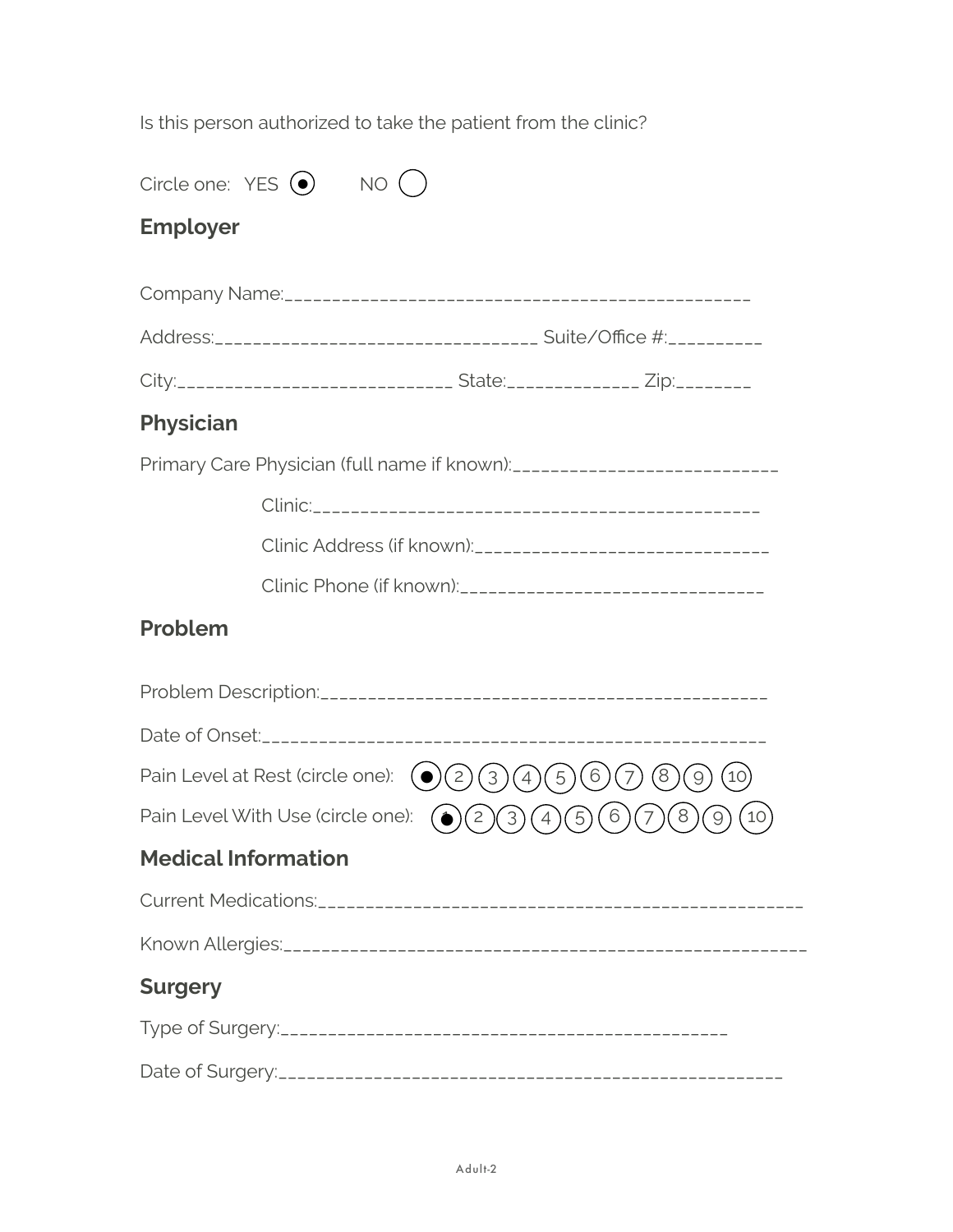Is this person authorized to take the patient from the clinic?

Circle one: YES (●) NO ( )

## Employer

Company Name:_______________________________________________

Address:________________________________ Suite/Office #:_________

City:__________________________ State:____________ Zip:_______

## Physician

Primary Care Physician (full name if known):________________________

Clinic:__________________________________________

Clinic Address (if known):___________________________

Clinic Phone (if known):____________________________

## Problem

Problem Description:_________________________________________

Date of Onset:______________________________________________

Pain Level at Rest (circle one): (●) (2) (3) (4) (5) (6) (7) (8) (9) (10)

Pain Level With Use (circle one): (●) (2) (3) (4) (5) (6) (7) (8) (9) (10)

## Medical Information

Current Medications:_____________________________________________

Known Allergies:________________________________________________

## Surgery

Type of Surgery:__________________________________________

Date of Surgery:_______________________________________________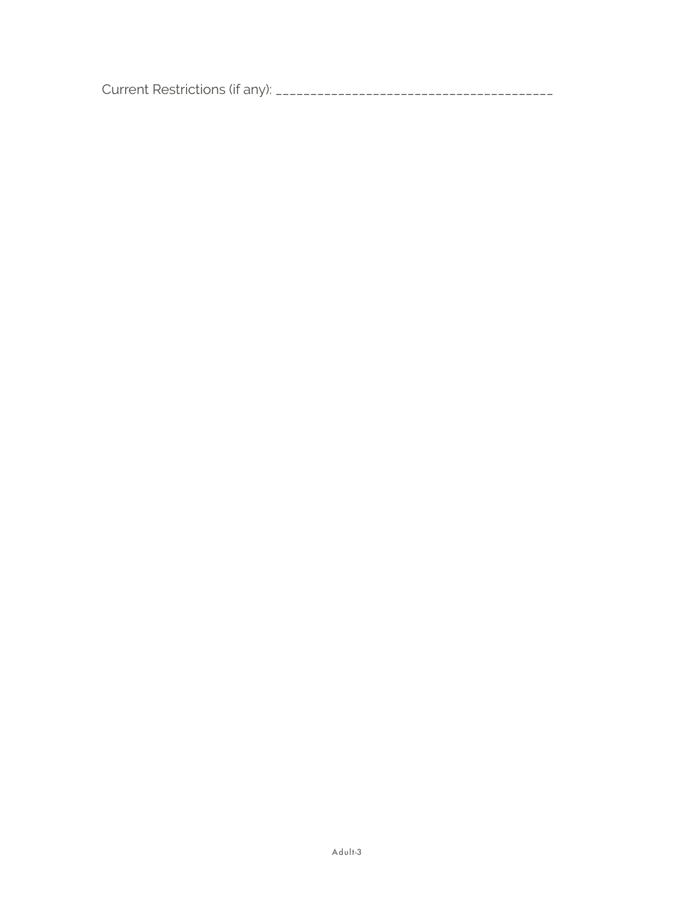Current Restrictions (if any): ______________________________________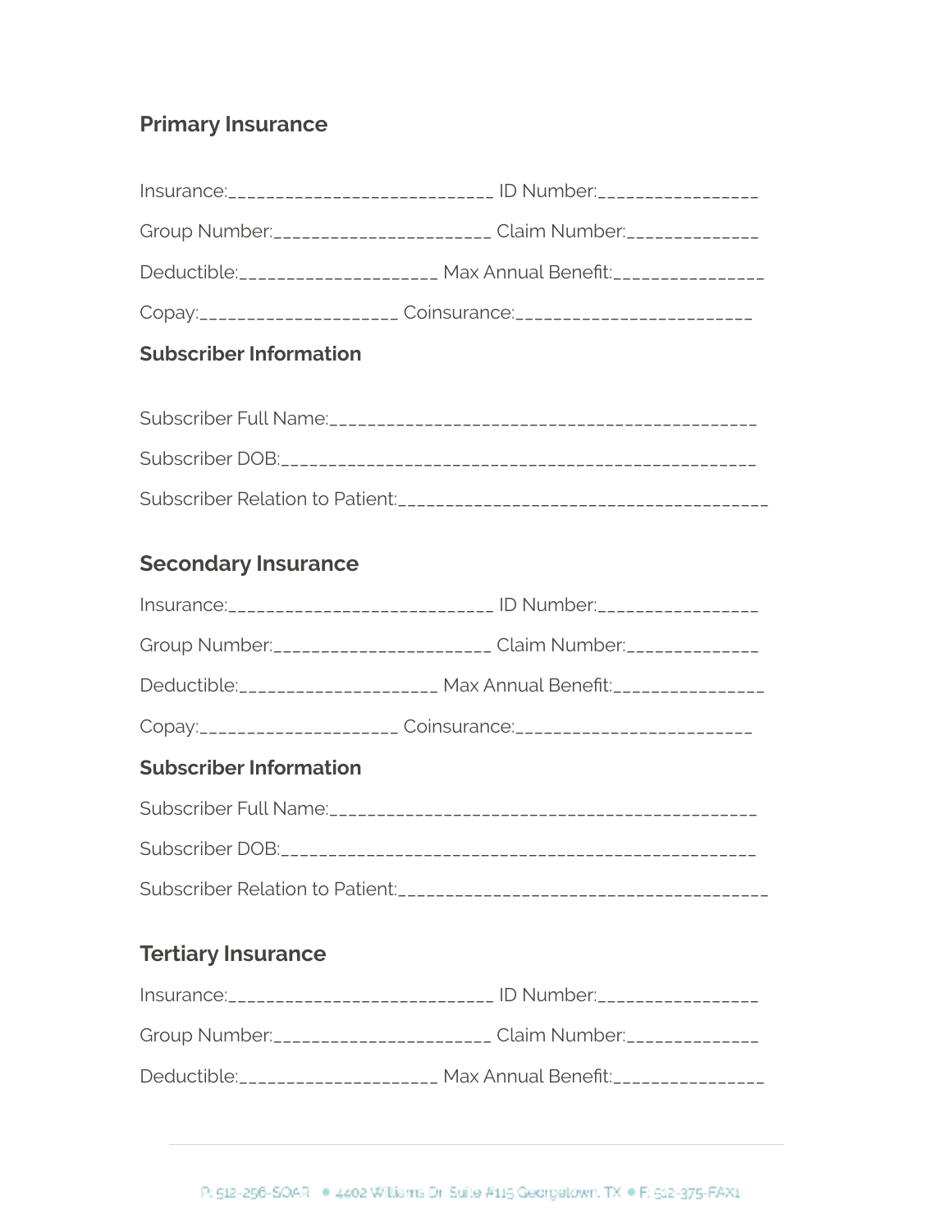## Primary Insurance

Insurance:___________________________ ID Number:________________

Group Number:______________________ Claim Number:_____________

Deductible:____________________ Max Annual Benefit:_______________

Copay:____________________ Coinsurance:________________________

### Subscriber Information

Subscriber Full Name:____________________________________________

Subscriber DOB:________________________________________________

Subscriber Relation to Patient:_____________________________________

## Secondary Insurance

Insurance:___________________________ ID Number:________________

Group Number:______________________ Claim Number:_____________

Deductible:____________________ Max Annual Benefit:_______________

Copay:____________________ Coinsurance:________________________

### Subscriber Information

Subscriber Full Name:____________________________________________

Subscriber DOB:________________________________________________

Subscriber Relation to Patient:_____________________________________

## Tertiary Insurance

Insurance:___________________________ ID Number:________________

Group Number:______________________ Claim Number:_____________

Deductible:____________________ Max Annual Benefit:_______________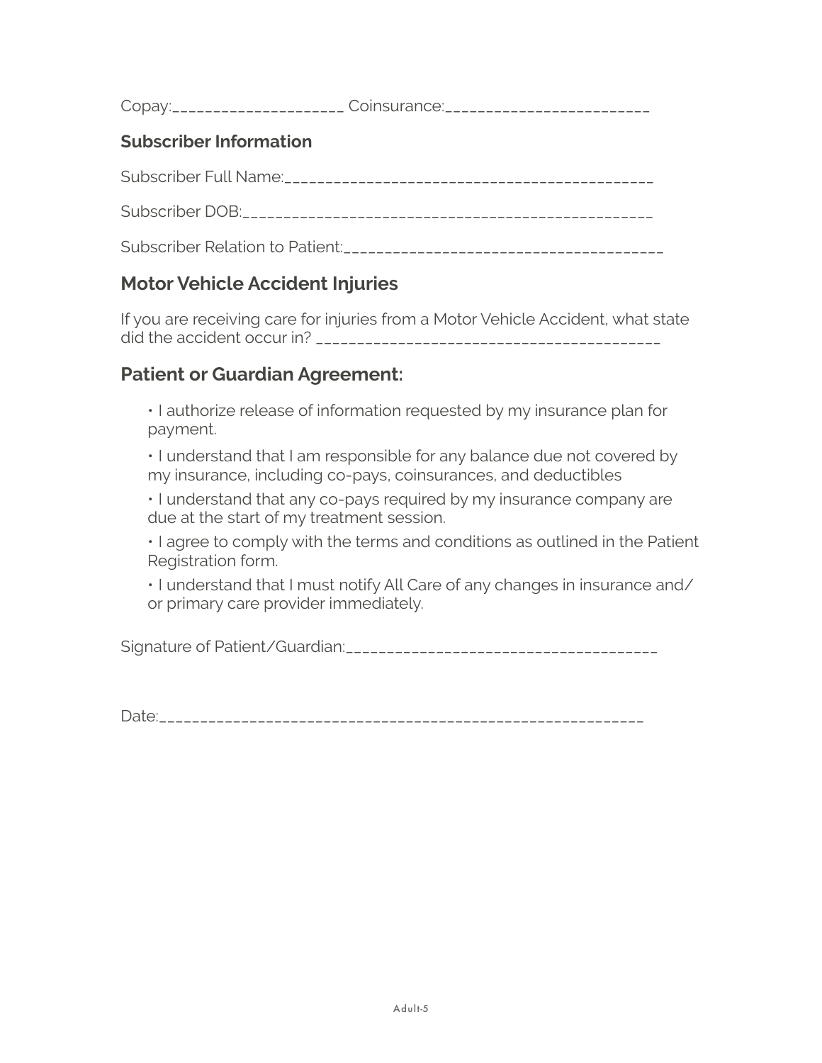Copay:____________________ Coinsurance:________________________

### Subscriber Information

Subscriber Full Name:____________________________________________

Subscriber DOB:________________________________________________

Subscriber Relation to Patient:______________________________________

## Motor Vehicle Accident Injuries

If you are receiving care for injuries from a Motor Vehicle Accident, what state did the accident occur in? ________________________________________

## Patient or Guardian Agreement:

- I authorize release of information requested by my insurance plan for payment.
- I understand that I am responsible for any balance due not covered by my insurance, including co-pays, coinsurances, and deductibles
- I understand that any co-pays required by my insurance company are due at the start of my treatment session.
- I agree to comply with the terms and conditions as outlined in the Patient Registration form.
- I understand that I must notify All Care of any changes in insurance and/or primary care provider immediately.

Signature of Patient/Guardian:____________________________________

Date:__________________________________________________________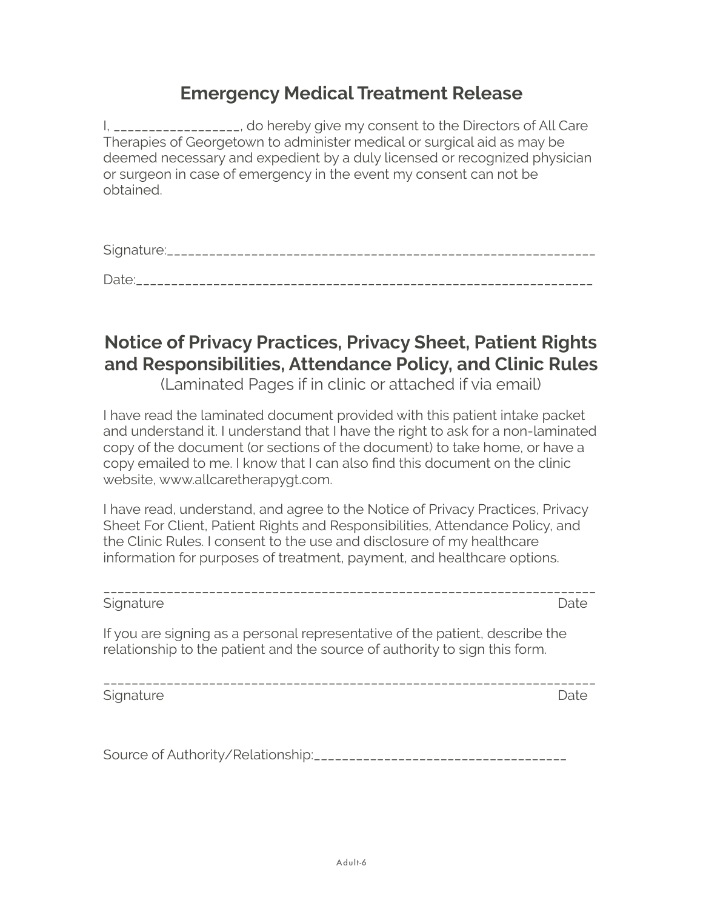## Emergency Medical Treatment Release

I, __________________, do hereby give my consent to the Directors of All Care Therapies of Georgetown to administer medical or surgical aid as may be deemed necessary and expedient by a duly licensed or recognized physician or surgeon in case of emergency in the event my consent can not be obtained.

Signature:_______________________________________________________________

Date:___________________________________________________________________

## Notice of Privacy Practices, Privacy Sheet, Patient Rights and Responsibilities, Attendance Policy, and Clinic Rules

(Laminated Pages if in clinic or attached if via email)

I have read the laminated document provided with this patient intake packet and understand it. I understand that I have the right to ask for a non-laminated copy of the document (or sections of the document) to take home, or have a copy emailed to me. I know that I can also find this document on the clinic website, www.allcaretherapygt.com.

I have read, understand, and agree to the Notice of Privacy Practices, Privacy Sheet For Client, Patient Rights and Responsibilities, Attendance Policy, and the Clinic Rules. I consent to the use and disclosure of my healthcare information for purposes of treatment, payment, and healthcare options.

_____________________________________________________________________

Signature Date

If you are signing as a personal representative of the patient, describe the relationship to the patient and the source of authority to sign this form.

_____________________________________________________________________

Signature Date

Source of Authority/Relationship:_____________________________________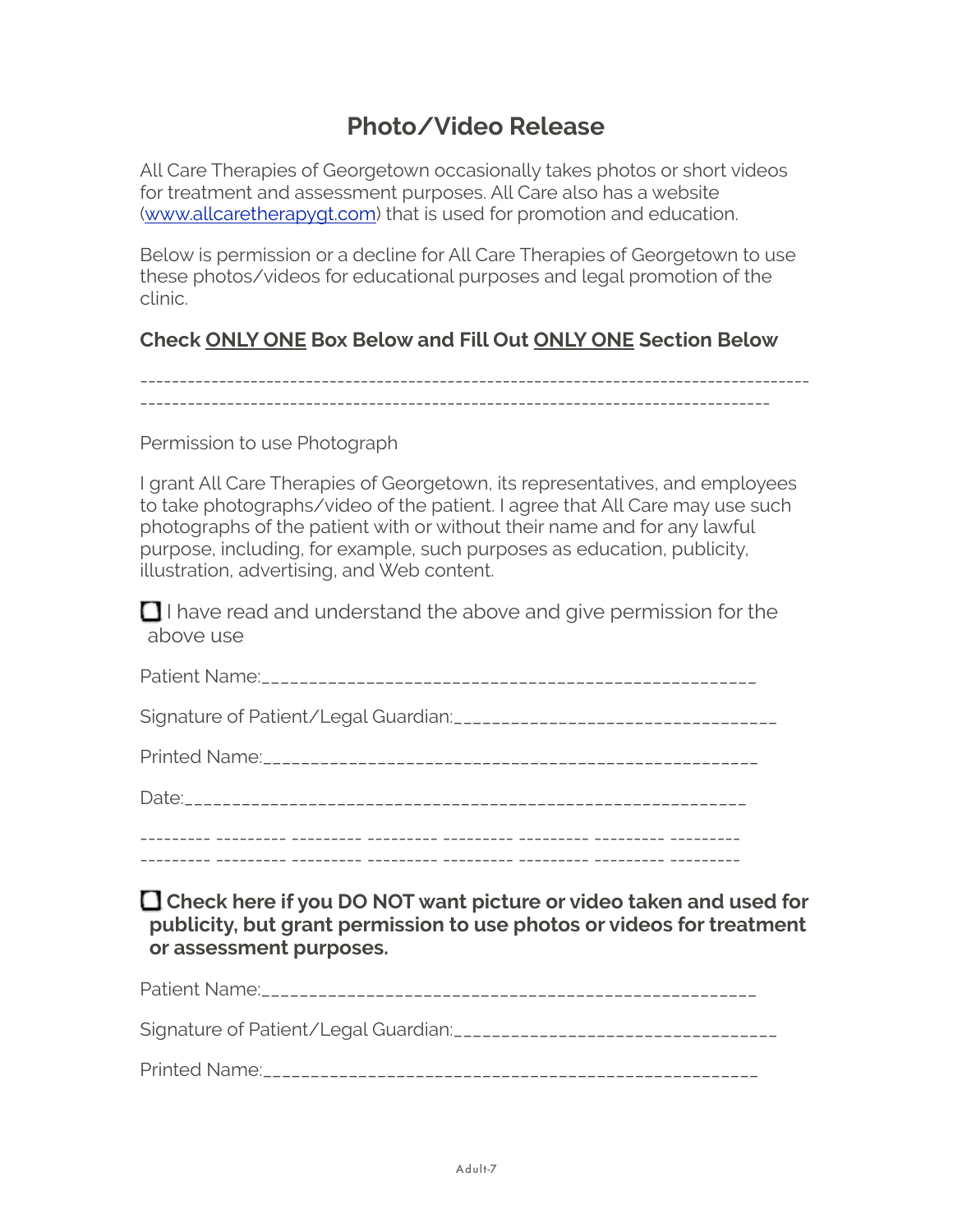# Photo/Video Release

All Care Therapies of Georgetown occasionally takes photos or short videos for treatment and assessment purposes. All Care also has a website ([www.allcaretherapygt.com](http://www.allcaretherapygt.com)) that is used for promotion and education.

Below is permission or a decline for All Care Therapies of Georgetown to use these photos/videos for educational purposes and legal promotion of the clinic.

**Check ONLY ONE Box Below and Fill Out ONLY ONE Section Below**

-----------------------------------------------------------------------------------
-------------------------------------------------------------------------------

Permission to use Photograph

I grant All Care Therapies of Georgetown, its representatives, and employees to take photographs/video of the patient. I agree that All Care may use such photographs of the patient with or without their name and for any lawful purpose, including, for example, such purposes as education, publicity, illustration, advertising, and Web content.

☐ I have read and understand the above and give permission for the above use

Patient Name:___________________________________________________

Signature of Patient/Legal Guardian:_________________________________

Printed Name:___________________________________________________

Date:_________________________________________________________

--------- --------- --------- --------- --------- --------- --------- ---------
--------- --------- --------- --------- --------- --------- --------- ---------

☐ **Check here if you DO NOT want picture or video taken and used for publicity, but grant permission to use photos or videos for treatment or assessment purposes.**

Patient Name:___________________________________________________

Signature of Patient/Legal Guardian:_________________________________

Printed Name:___________________________________________________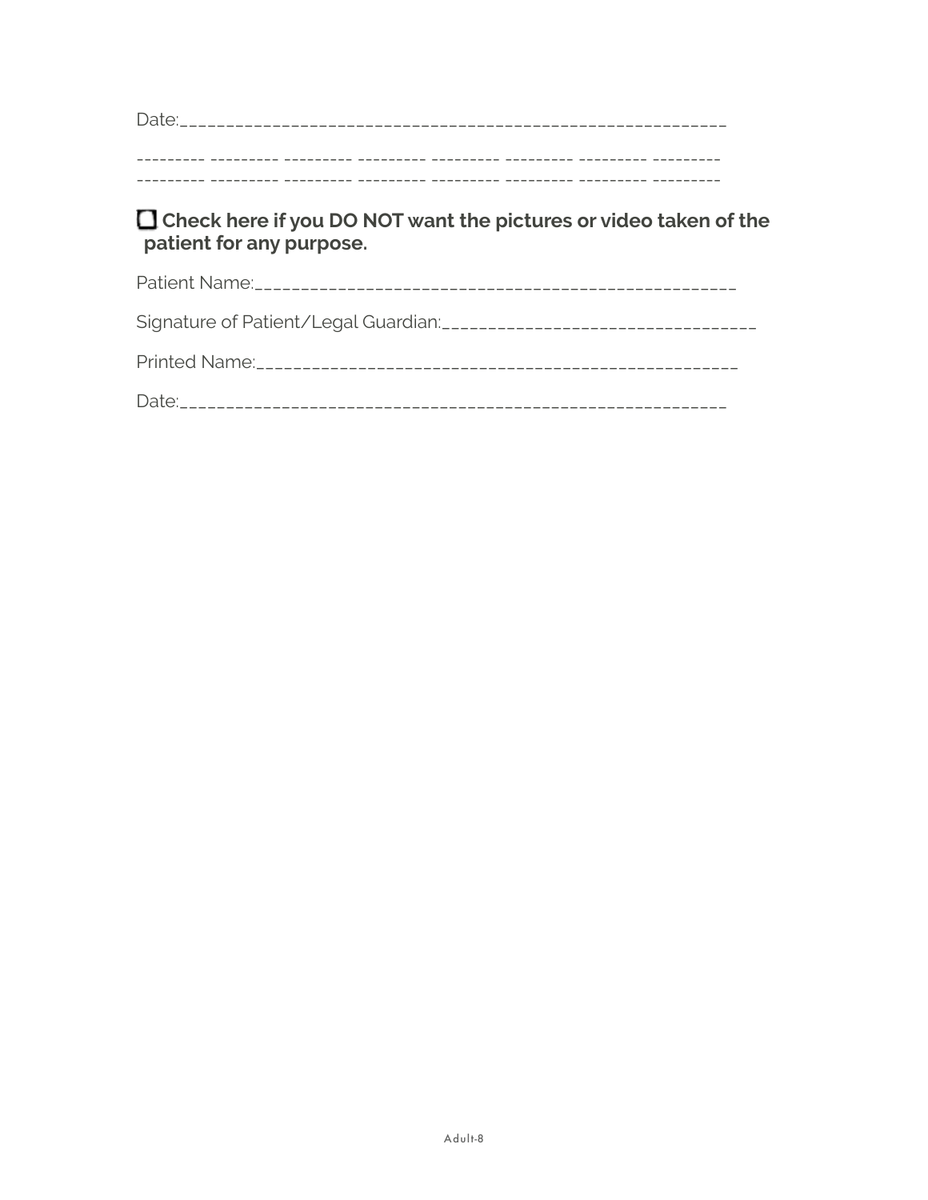Date:\_\_\_\_\_\_\_\_\_\_\_\_\_\_\_\_\_\_\_\_\_\_\_\_\_\_\_\_\_\_\_\_\_\_\_\_\_\_\_\_\_\_\_\_\_\_\_\_\_\_\_\_\_\_\_\_\_

--------- --------- --------- --------- --------- --------- --------- ---------
--------- --------- --------- --------- --------- --------- --------- ---------

☐ **Check here if you DO NOT want the pictures or video taken of the patient for any purpose.**

Patient Name:\_\_\_\_\_\_\_\_\_\_\_\_\_\_\_\_\_\_\_\_\_\_\_\_\_\_\_\_\_\_\_\_\_\_\_\_\_\_\_\_\_\_\_\_\_\_\_\_\_\_\_

Signature of Patient/Legal Guardian:\_\_\_\_\_\_\_\_\_\_\_\_\_\_\_\_\_\_\_\_\_\_\_\_\_\_\_\_\_\_\_\_\_\_

Printed Name:\_\_\_\_\_\_\_\_\_\_\_\_\_\_\_\_\_\_\_\_\_\_\_\_\_\_\_\_\_\_\_\_\_\_\_\_\_\_\_\_\_\_\_\_\_\_\_\_\_\_\_

Date:\_\_\_\_\_\_\_\_\_\_\_\_\_\_\_\_\_\_\_\_\_\_\_\_\_\_\_\_\_\_\_\_\_\_\_\_\_\_\_\_\_\_\_\_\_\_\_\_\_\_\_\_\_\_\_\_\_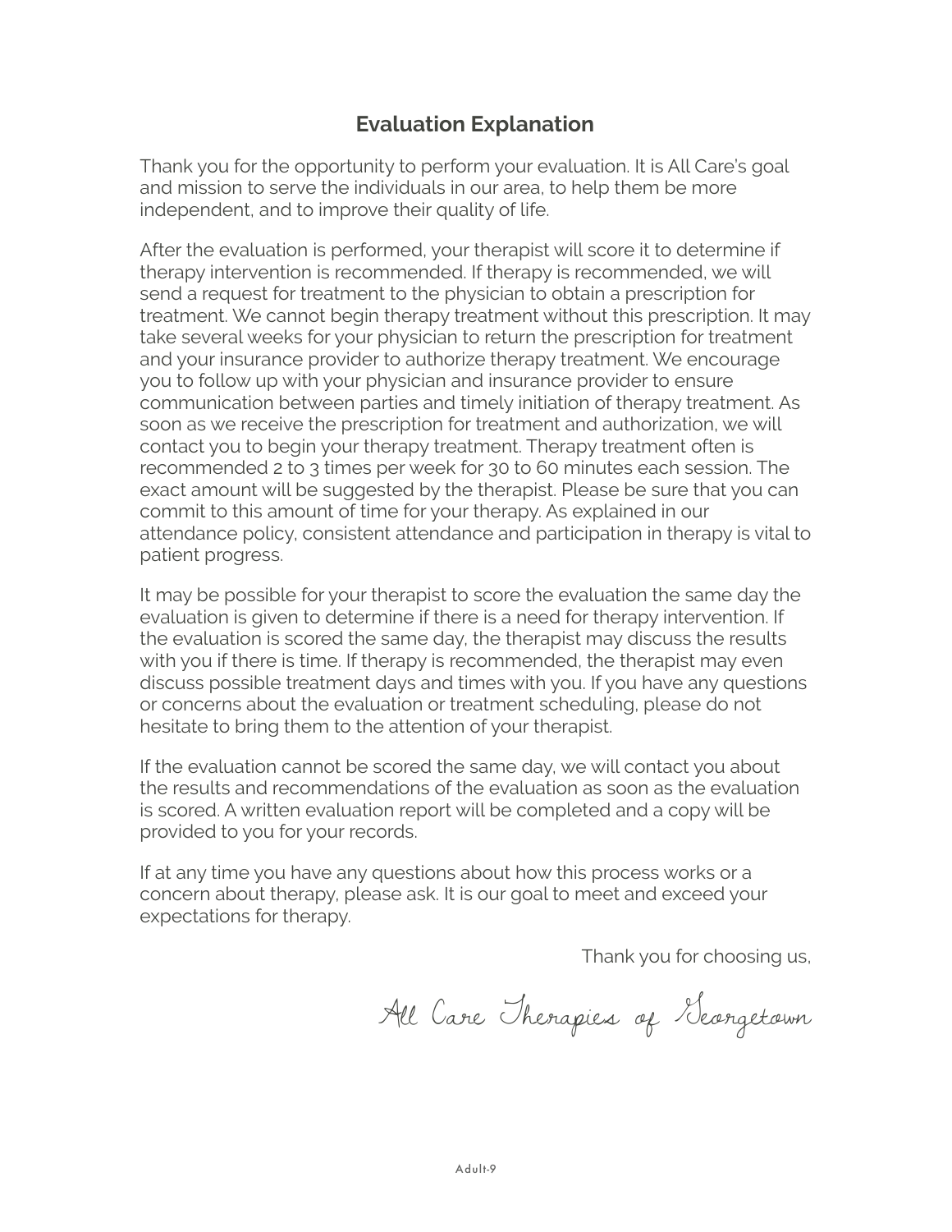# Evaluation Explanation

Thank you for the opportunity to perform your evaluation. It is All Care's goal and mission to serve the individuals in our area, to help them be more independent, and to improve their quality of life.

After the evaluation is performed, your therapist will score it to determine if therapy intervention is recommended. If therapy is recommended, we will send a request for treatment to the physician to obtain a prescription for treatment. We cannot begin therapy treatment without this prescription. It may take several weeks for your physician to return the prescription for treatment and your insurance provider to authorize therapy treatment. We encourage you to follow up with your physician and insurance provider to ensure communication between parties and timely initiation of therapy treatment. As soon as we receive the prescription for treatment and authorization, we will contact you to begin your therapy treatment. Therapy treatment often is recommended 2 to 3 times per week for 30 to 60 minutes each session. The exact amount will be suggested by the therapist. Please be sure that you can commit to this amount of time for your therapy. As explained in our attendance policy, consistent attendance and participation in therapy is vital to patient progress.

It may be possible for your therapist to score the evaluation the same day the evaluation is given to determine if there is a need for therapy intervention. If the evaluation is scored the same day, the therapist may discuss the results with you if there is time. If therapy is recommended, the therapist may even discuss possible treatment days and times with you. If you have any questions or concerns about the evaluation or treatment scheduling, please do not hesitate to bring them to the attention of your therapist.

If the evaluation cannot be scored the same day, we will contact you about the results and recommendations of the evaluation as soon as the evaluation is scored. A written evaluation report will be completed and a copy will be provided to you for your records.

If at any time you have any questions about how this process works or a concern about therapy, please ask. It is our goal to meet and exceed your expectations for therapy.

Thank you for choosing us,

*All Care Therapies of Georgetown*

Adult-9